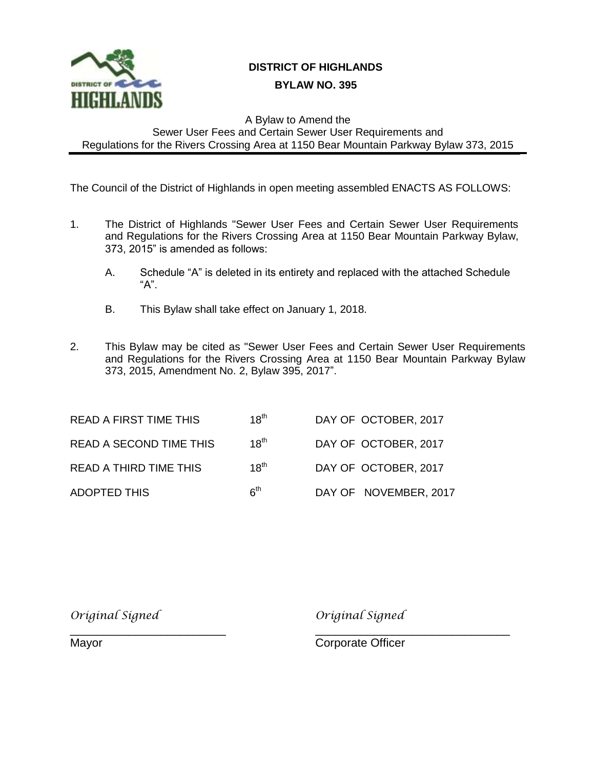# DISTRICT OF HIGHLANDS

## BYLAW NO. 395

A Bylaw to Amend the
Sewer User Fees and Certain Sewer User Requirements and
Regulations for the Rivers Crossing Area at 1150 Bear Mountain Parkway Bylaw 373, 2015

---

The Council of the District of Highlands in open meeting assembled ENACTS AS FOLLOWS:

1. The District of Highlands "Sewer User Fees and Certain Sewer User Requirements and Regulations for the Rivers Crossing Area at 1150 Bear Mountain Parkway Bylaw, 373, 2015" is amended as follows:

   A. Schedule "A" is deleted in its entirety and replaced with the attached Schedule "A".

   B. This Bylaw shall take effect on January 1, 2018.

2. This Bylaw may be cited as "Sewer User Fees and Certain Sewer User Requirements and Regulations for the Rivers Crossing Area at 1150 Bear Mountain Parkway Bylaw 373, 2015, Amendment No. 2, Bylaw 395, 2017".

| | | |
|---|---|---|
| READ A FIRST TIME THIS | 18th | DAY OF OCTOBER, 2017 |
| READ A SECOND TIME THIS | 18th | DAY OF OCTOBER, 2017 |
| READ A THIRD TIME THIS | 18th | DAY OF OCTOBER, 2017 |
| ADOPTED THIS | 6th | DAY OF NOVEMBER, 2017 |

*Original Signed*
\_\_\_\_\_\_\_\_\_\_\_\_\_\_\_\_\_\_\_\_\_\_\_\_
Mayor

*Original Signed*
\_\_\_\_\_\_\_\_\_\_\_\_\_\_\_\_\_\_\_\_\_\_\_\_
Corporate Officer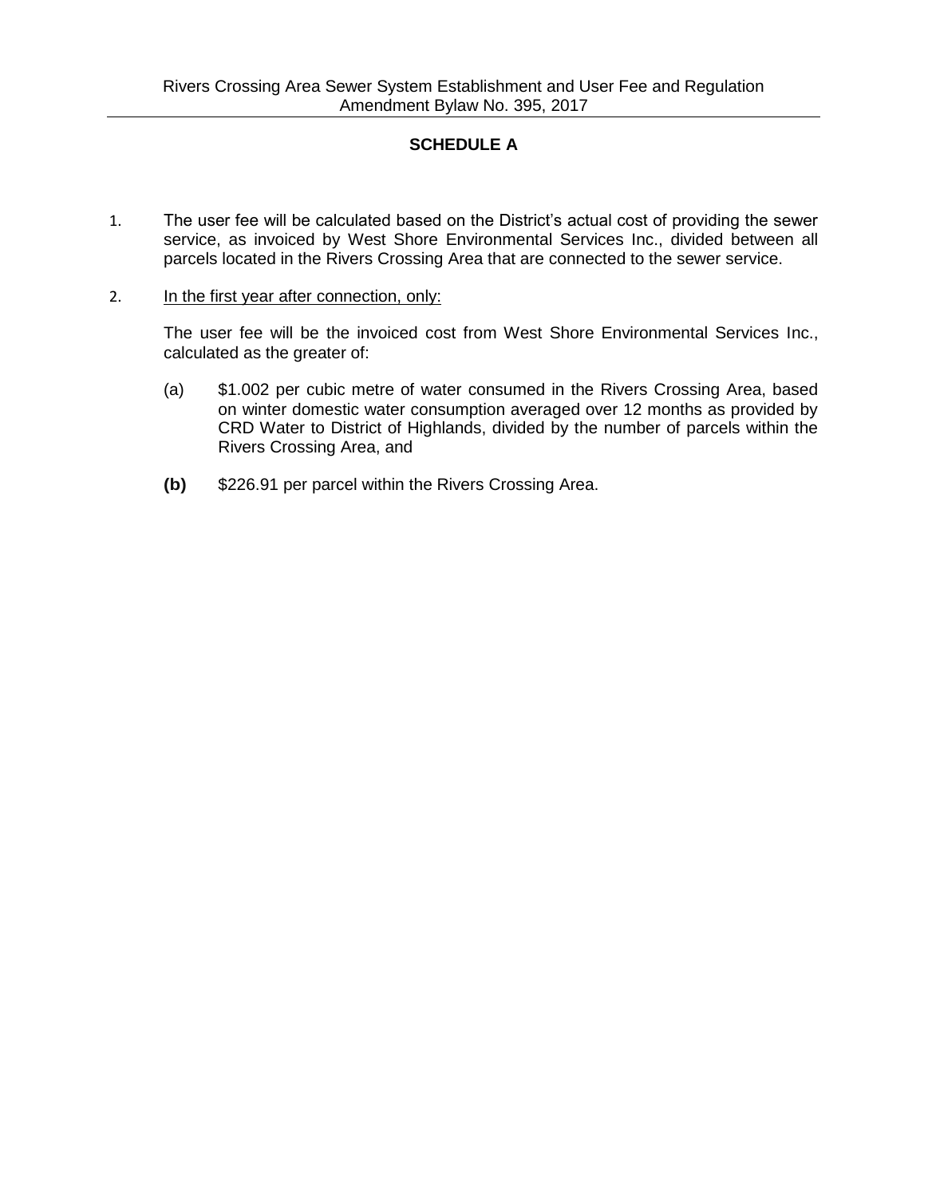## SCHEDULE A

1. The user fee will be calculated based on the District's actual cost of providing the sewer service, as invoiced by West Shore Environmental Services Inc., divided between all parcels located in the Rivers Crossing Area that are connected to the sewer service.

2. In the first year after connection, only:

   The user fee will be the invoiced cost from West Shore Environmental Services Inc., calculated as the greater of:

   (a) $1.002 per cubic metre of water consumed in the Rivers Crossing Area, based on winter domestic water consumption averaged over 12 months as provided by CRD Water to District of Highlands, divided by the number of parcels within the Rivers Crossing Area, and

   **(b)** $226.91 per parcel within the Rivers Crossing Area.